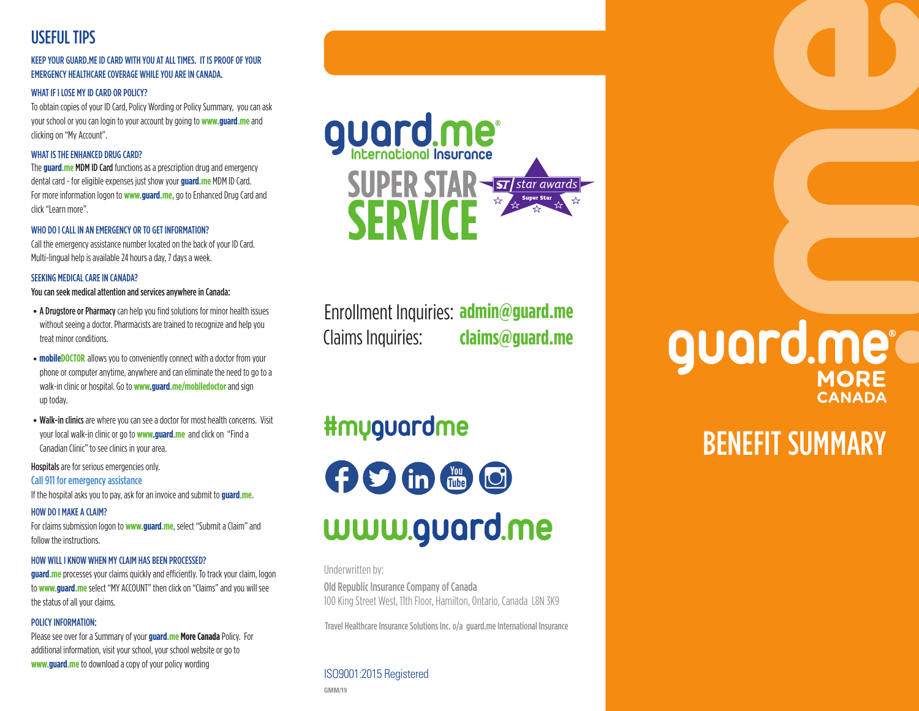## USEFUL TIPS

**KEEP YOUR GUARD.ME ID CARD WITH YOU AT ALL TIMES. IT IS PROOF OF YOUR EMERGENCY HEALTHCARE COVERAGE WHILE YOU ARE IN CANADA.**

**WHAT IF I LOSE MY ID CARD OR POLICY?**

To obtain copies of your ID Card, Policy Wording or Policy Summary, you can ask your school or you can login to your account by going to **www.guard.me** and clicking on "My Account".

**WHAT IS THE ENHANCED DRUG CARD?**

The **guard.me MDM ID Card** functions as a prescription drug and emergency dental card - for eligible expenses just show your **guard.me** MDM ID Card. For more information logon to **www.guard.me,** go to Enhanced Drug Card and click "Learn more".

**WHO DO I CALL IN AN EMERGENCY OR TO GET INFORMATION?**

Call the emergency assistance number located on the back of your ID Card. Multi-lingual help is available 24 hours a day, 7 days a week.

**SEEKING MEDICAL CARE IN CANADA?**

**You can seek medical attention and services anywhere in Canada:**

- **A Drugstore or Pharmacy** can help you find solutions for minor health issues without seeing a doctor. Pharmacists are trained to recognize and help you treat minor conditions.
- **mobileDOCTOR** allows you to conveniently connect with a doctor from your phone or computer anytime, anywhere and can eliminate the need to go to a walk-in clinic or hospital. Go to **www.guard.me/mobiledoctor** and sign up today.
- **Walk-in clinics** are where you can see a doctor for most health concerns. Visit your local walk-in clinic or go to **www.guard.me** and click on "Find a Canadian Clinic" to see clinics in your area.

**Hospitals** are for serious emergencies only.

Call 911 for emergency assistance

If the hospital asks you to pay, ask for an invoice and submit to **guard.me.**

**HOW DO I MAKE A CLAIM?**

For claims submission logon to **www.guard.me**, select "Submit a Claim" and follow the instructions.

**HOW WILL I KNOW WHEN MY CLAIM HAS BEEN PROCESSED?**

**guard.me** processes your claims quickly and efficiently. To track your claim, logon to **www.guard.me** select "MY ACCOUNT" then click on "Claims" and you will see the status of all your claims.

**POLICY INFORMATION:**

Please see over for a Summary of your **guard.me More Canada** Policy. For additional information, visit your school, your school website or go to **www.guard.me** to download a copy of your policy wording

---

guard.me® International Insurance

SUPER STAR SERVICE — ST star awards Super Star

Enrollment Inquiries: **admin@guard.me**
Claims Inquiries: **claims@guard.me**

#myguardme

www.guard.me

Underwritten by:
**Old Republic Insurance Company of Canada**
100 King Street West, 11th Floor, Hamilton, Ontario, Canada L8N 3K9

Travel Healthcare Insurance Solutions Inc. o/a guard.me International Insurance

ISO9001:2015 Registered

GMM/19

---

# guard.me® MORE CANADA

# BENEFIT SUMMARY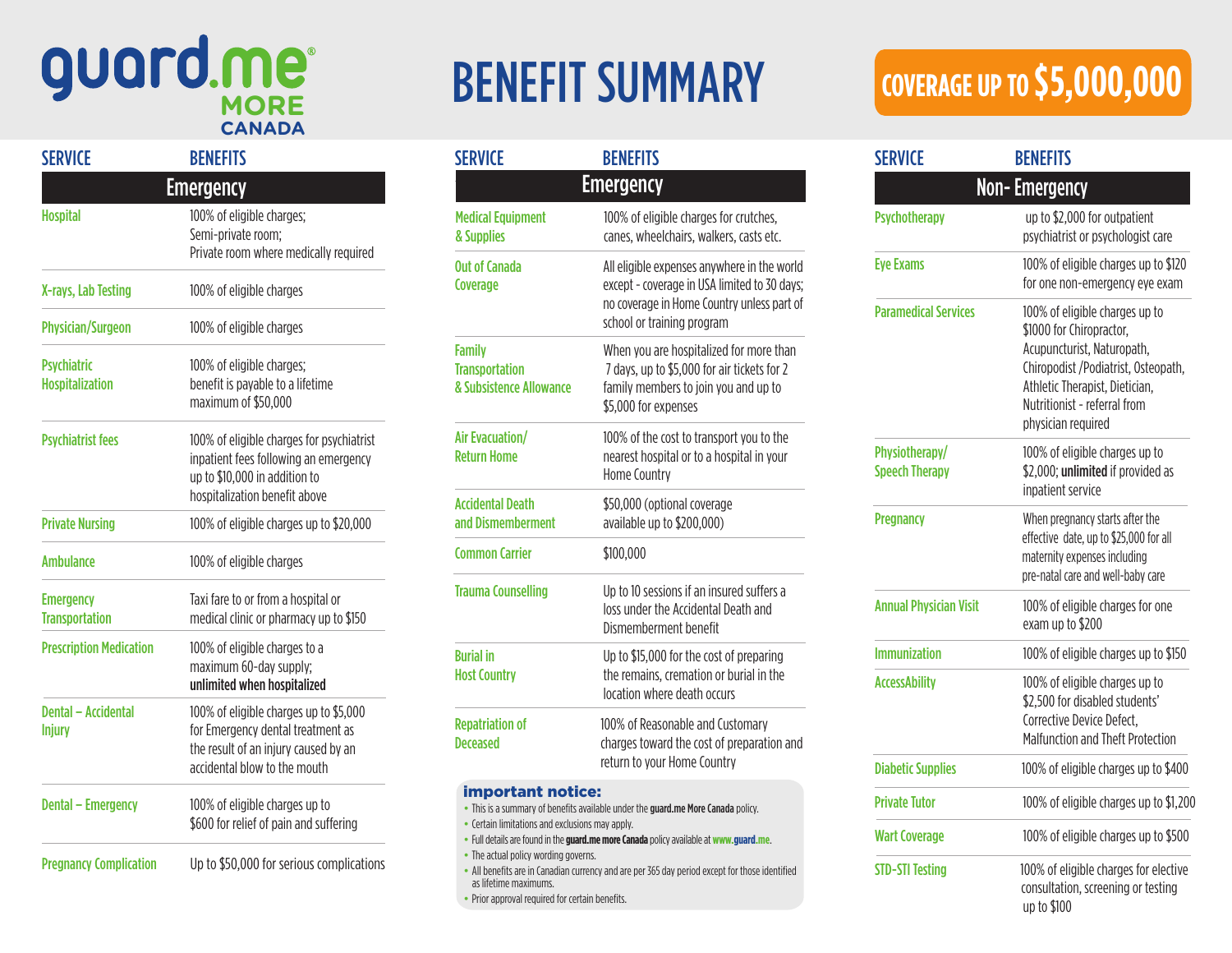# guard.me MORE CANADA

# BENEFIT SUMMARY

**COVERAGE UP TO $5,000,000**

| SERVICE | BENEFITS |
|---|---|
| **Emergency** | |
| Hospital | 100% of eligible charges; Semi-private room; Private room where medically required |
| X-rays, Lab Testing | 100% of eligible charges |
| Physician/Surgeon | 100% of eligible charges |
| Psychiatric Hospitalization | 100% of eligible charges; benefit is payable to a lifetime maximum of $50,000 |
| Psychiatrist fees | 100% of eligible charges for psychiatrist inpatient fees following an emergency up to $10,000 in addition to hospitalization benefit above |
| Private Nursing | 100% of eligible charges up to $20,000 |
| Ambulance | 100% of eligible charges |
| Emergency Transportation | Taxi fare to or from a hospital or medical clinic or pharmacy up to $150 |
| Prescription Medication | 100% of eligible charges to a maximum 60-day supply; **unlimited when hospitalized** |
| Dental – Accidental Injury | 100% of eligible charges up to $5,000 for Emergency dental treatment as the result of an injury caused by an accidental blow to the mouth |
| Dental – Emergency | 100% of eligible charges up to $600 for relief of pain and suffering |
| Pregnancy Complication | Up to $50,000 for serious complications |

| SERVICE | BENEFITS |
|---|---|
| **Emergency** | |
| Medical Equipment & Supplies | 100% of eligible charges for crutches, canes, wheelchairs, walkers, casts etc. |
| Out of Canada Coverage | All eligible expenses anywhere in the world except - coverage in USA limited to 30 days; no coverage in Home Country unless part of school or training program |
| Family Transportation & Subsistence Allowance | When you are hospitalized for more than 7 days, up to $5,000 for air tickets for 2 family members to join you and up to $5,000 for expenses |
| Air Evacuation/ Return Home | 100% of the cost to transport you to the nearest hospital or to a hospital in your Home Country |
| Accidental Death and Dismemberment | $50,000 (optional coverage available up to $200,000) |
| Common Carrier | $100,000 |
| Trauma Counselling | Up to 10 sessions if an insured suffers a loss under the Accidental Death and Dismemberment benefit |
| Burial in Host Country | Up to $15,000 for the cost of preparing the remains, cremation or burial in the location where death occurs |
| Repatriation of Deceased | 100% of Reasonable and Customary charges toward the cost of preparation and return to your Home Country |

**important notice:**

- This is a summary of benefits available under the **guard.me More Canada** policy.
- Certain limitations and exclusions may apply.
- Full details are found in the **guard.me more Canada** policy available at **www.guard.me**.
- The actual policy wording governs.
- All benefits are in Canadian currency and are per 365 day period except for those identified as lifetime maximums.
- Prior approval required for certain benefits.

| SERVICE | BENEFITS |
|---|---|
| **Non- Emergency** | |
| Psychotherapy | up to $2,000 for outpatient psychiatrist or psychologist care |
| Eye Exams | 100% of eligible charges up to $120 for one non-emergency eye exam |
| Paramedical Services | 100% of eligible charges up to $1000 for Chiropractor, Acupuncturist, Naturopath, Chiropodist /Podiatrist, Osteopath, Athletic Therapist, Dietician, Nutritionist - referral from physician required |
| Physiotherapy/ Speech Therapy | 100% of eligible charges up to $2,000; **unlimited** if provided as inpatient service |
| Pregnancy | When pregnancy starts after the effective date, up to $25,000 for all maternity expenses including pre-natal care and well-baby care |
| Annual Physician Visit | 100% of eligible charges for one exam up to $200 |
| Immunization | 100% of eligible charges up to $150 |
| AccessAbility | 100% of eligible charges up to $2,500 for disabled students' Corrective Device Defect, Malfunction and Theft Protection |
| Diabetic Supplies | 100% of eligible charges up to $400 |
| Private Tutor | 100% of eligible charges up to $1,200 |
| Wart Coverage | 100% of eligible charges up to $500 |
| STD-STI Testing | 100% of eligible charges for elective consultation, screening or testing up to $100 |